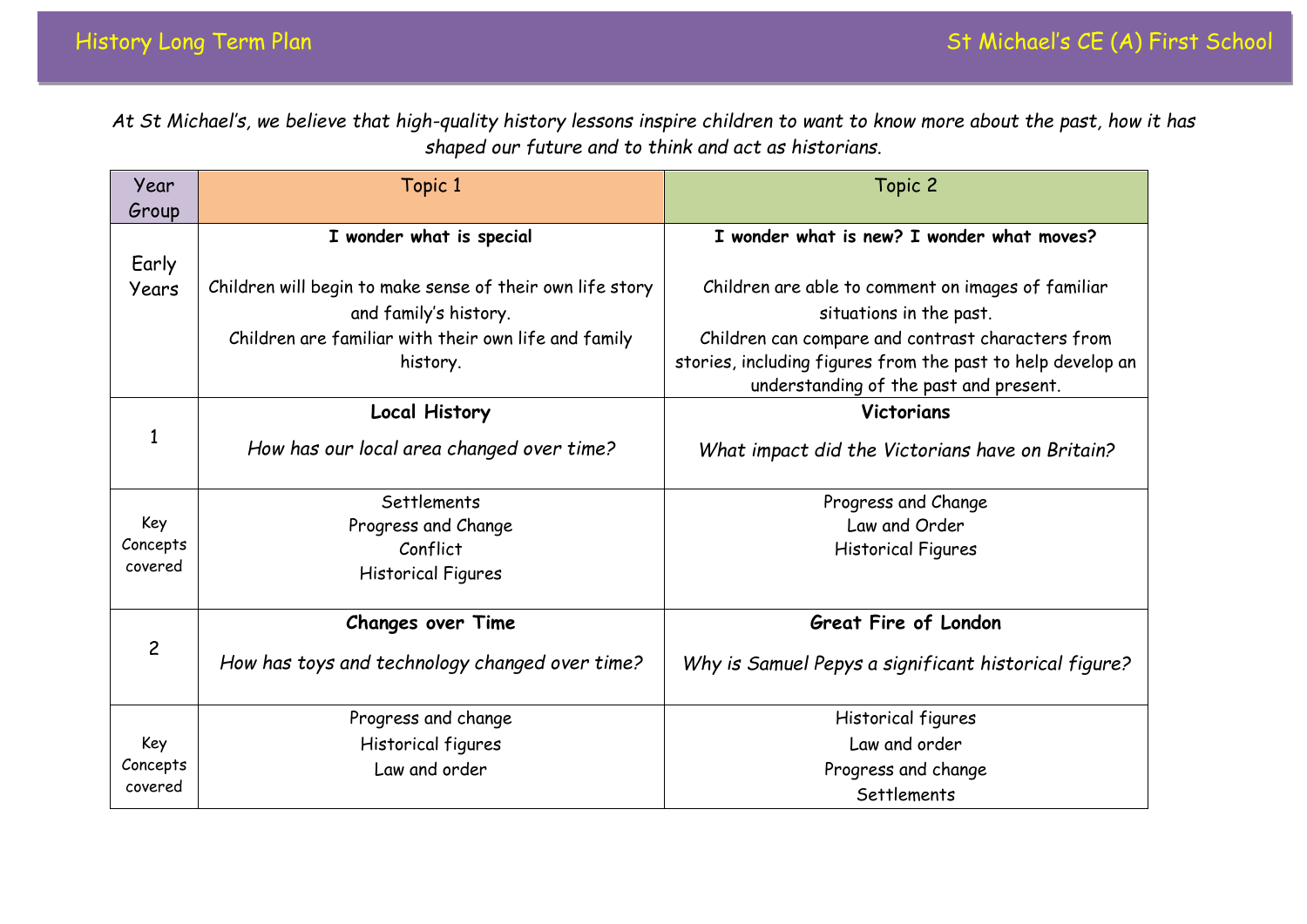History Long Term Plan — St Michael's CE (A) First School

*At St Michael's, we believe that high-quality history lessons inspire children to want to know more about the past, how it has shaped our future and to think and act as historians.*

| Year Group | Topic 1 | Topic 2 |
|---|---|---|
| Early Years | **I wonder what is special**<br><br>Children will begin to make sense of their own life story and family's history.<br>Children are familiar with their own life and family history. | **I wonder what is new? I wonder what moves?**<br><br>Children are able to comment on images of familiar situations in the past.<br>Children can compare and contrast characters from stories, including figures from the past to help develop an understanding of the past and present. |
| 1 | **Local History**<br><br>*How has our local area changed over time?* | **Victorians**<br><br>*What impact did the Victorians have on Britain?* |
| Key Concepts covered | Settlements<br>Progress and Change<br>Conflict<br>Historical Figures | Progress and Change<br>Law and Order<br>Historical Figures |
| 2 | **Changes over Time**<br><br>*How has toys and technology changed over time?* | **Great Fire of London**<br><br>*Why is Samuel Pepys a significant historical figure?* |
| Key Concepts covered | Progress and change<br>Historical figures<br>Law and order | Historical figures<br>Law and order<br>Progress and change<br>Settlements |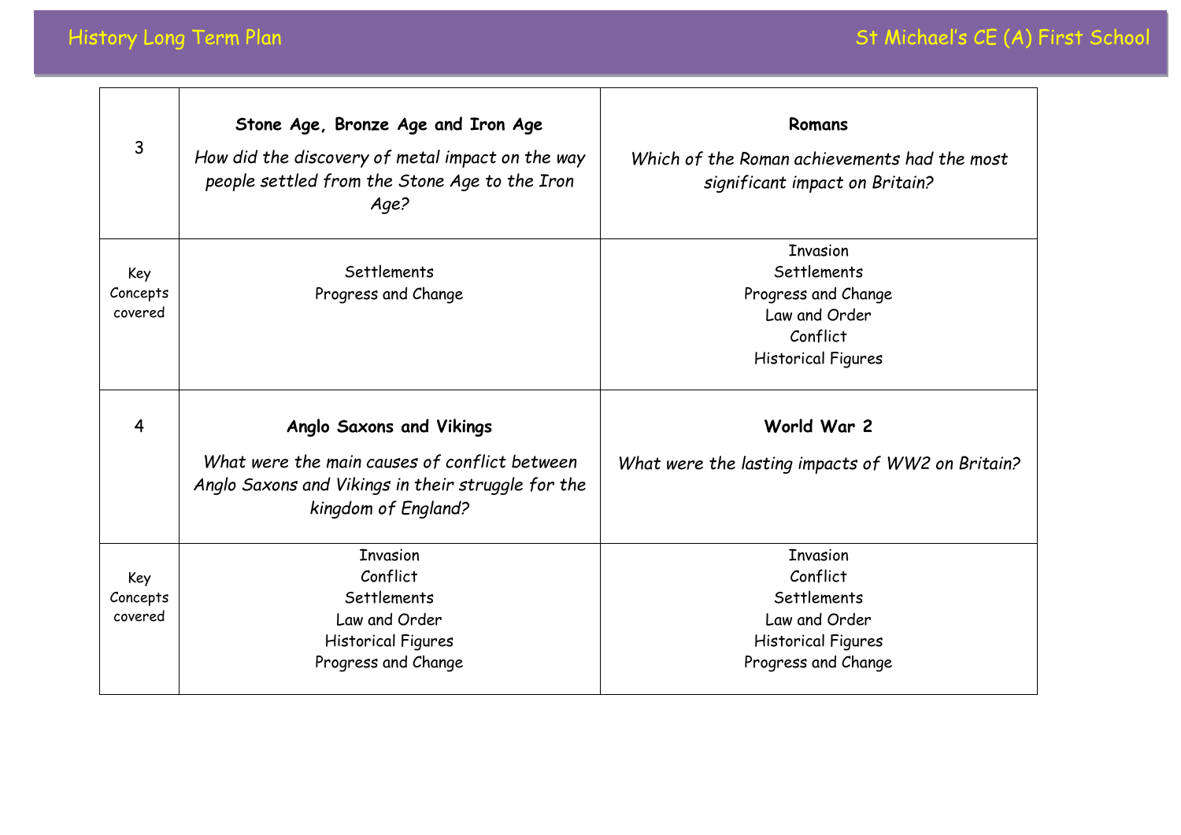| 3 | **Stone Age, Bronze Age and Iron Age**<br><br>*How did the discovery of metal impact on the way people settled from the Stone Age to the Iron Age?* | **Romans**<br><br>*Which of the Roman achievements had the most significant impact on Britain?* |
|---|---|---|
| Key Concepts covered | Settlements<br>Progress and Change | Invasion<br>Settlements<br>Progress and Change<br>Law and Order<br>Conflict<br>Historical Figures |
| 4 | **Anglo Saxons and Vikings**<br><br>*What were the main causes of conflict between Anglo Saxons and Vikings in their struggle for the kingdom of England?* | **World War 2**<br><br>*What were the lasting impacts of WW2 on Britain?* |
| Key Concepts covered | Invasion<br>Conflict<br>Settlements<br>Law and Order<br>Historical Figures<br>Progress and Change | Invasion<br>Conflict<br>Settlements<br>Law and Order<br>Historical Figures<br>Progress and Change |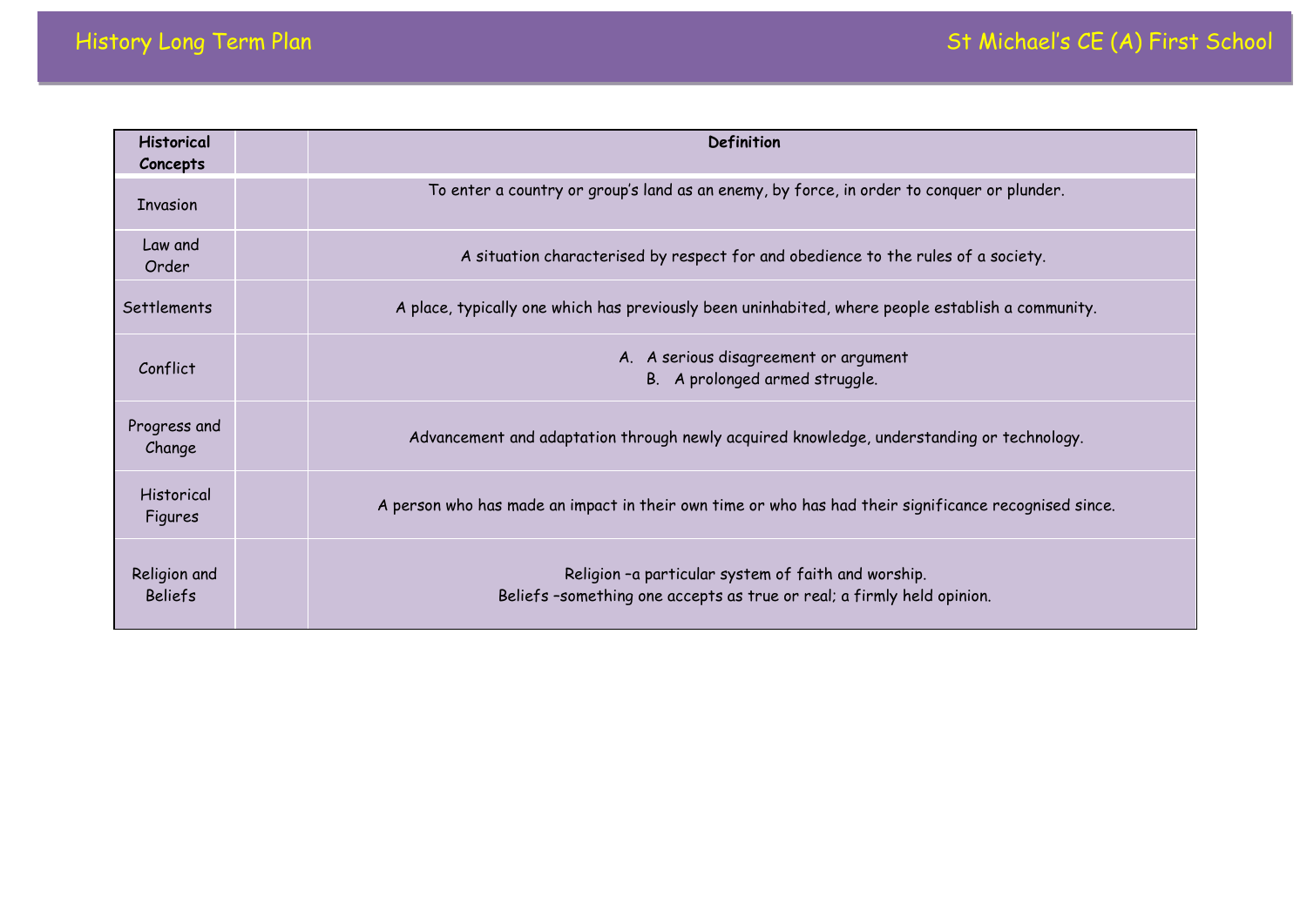| Historical Concepts | | Definition |
|---|---|---|
| Invasion | | To enter a country or group's land as an enemy, by force, in order to conquer or plunder. |
| Law and Order | | A situation characterised by respect for and obedience to the rules of a society. |
| Settlements | | A place, typically one which has previously been uninhabited, where people establish a community. |
| Conflict | | A. A serious disagreement or argument<br>B. A prolonged armed struggle. |
| Progress and Change | | Advancement and adaptation through newly acquired knowledge, understanding or technology. |
| Historical Figures | | A person who has made an impact in their own time or who has had their significance recognised since. |
| Religion and Beliefs | | Religion –a particular system of faith and worship.<br>Beliefs –something one accepts as true or real; a firmly held opinion. |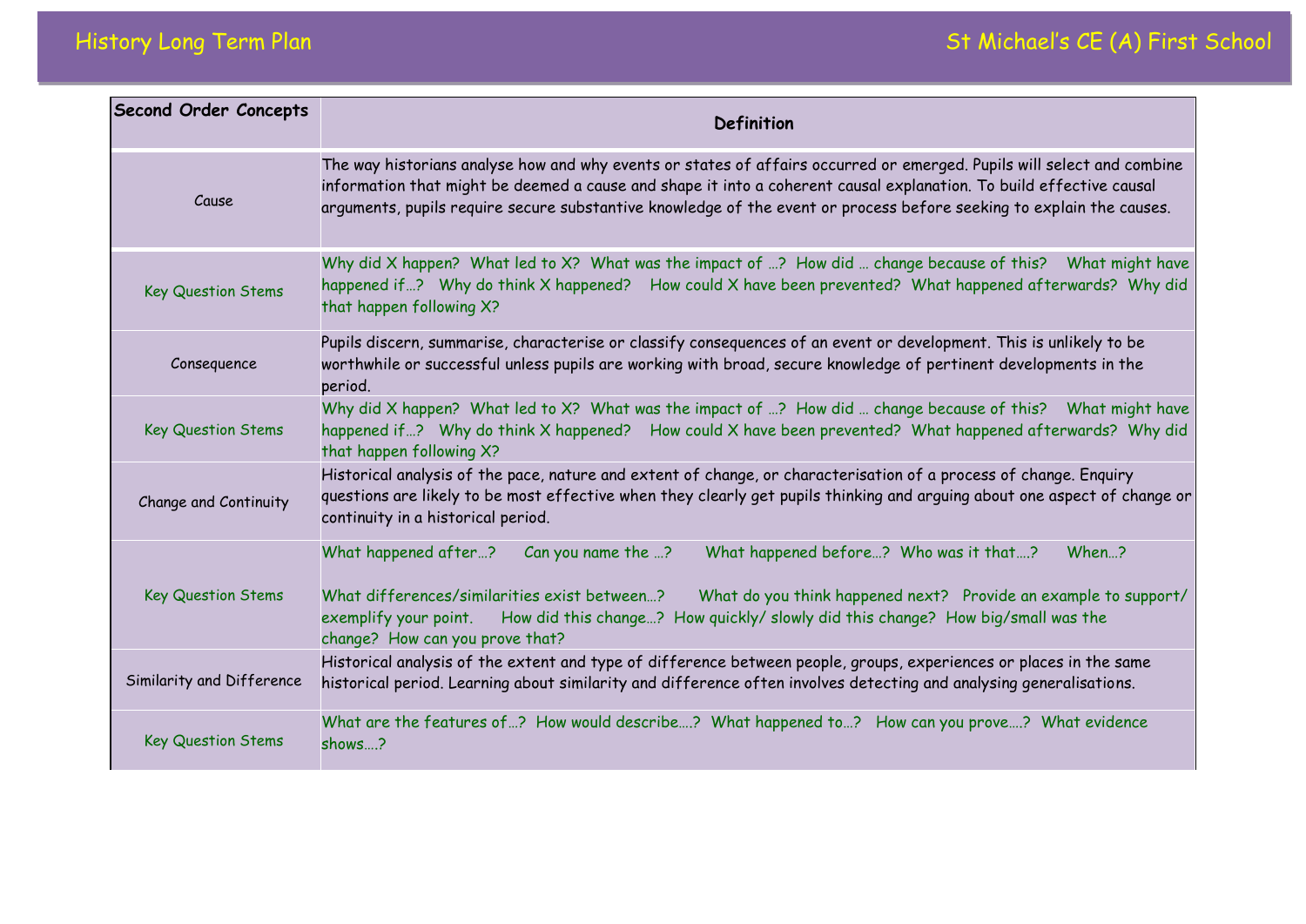| Second Order Concepts | Definition |
| --- | --- |
| Cause | The way historians analyse how and why events or states of affairs occurred or emerged. Pupils will select and combine information that might be deemed a cause and shape it into a coherent causal explanation. To build effective causal arguments, pupils require secure substantive knowledge of the event or process before seeking to explain the causes. |
| Key Question Stems | Why did X happen? What led to X? What was the impact of …? How did … change because of this? What might have happened if…? Why do think X happened? How could X have been prevented? What happened afterwards? Why did that happen following X? |
| Consequence | Pupils discern, summarise, characterise or classify consequences of an event or development. This is unlikely to be worthwhile or successful unless pupils are working with broad, secure knowledge of pertinent developments in the period. |
| Key Question Stems | Why did X happen? What led to X? What was the impact of …? How did … change because of this? What might have happened if…? Why do think X happened? How could X have been prevented? What happened afterwards? Why did that happen following X? |
| Change and Continuity | Historical analysis of the pace, nature and extent of change, or characterisation of a process of change. Enquiry questions are likely to be most effective when they clearly get pupils thinking and arguing about one aspect of change or continuity in a historical period. |
| Key Question Stems | What happened after…? Can you name the …? What happened before…? Who was it that….? When…? What differences/similarities exist between…? What do you think happened next? Provide an example to support/ exemplify your point. How did this change…? How quickly/ slowly did this change? How big/small was the change? How can you prove that? |
| Similarity and Difference | Historical analysis of the extent and type of difference between people, groups, experiences or places in the same historical period. Learning about similarity and difference often involves detecting and analysing generalisations. |
| Key Question Stems | What are the features of…? How would describe….? What happened to…? How can you prove….? What evidence shows….? |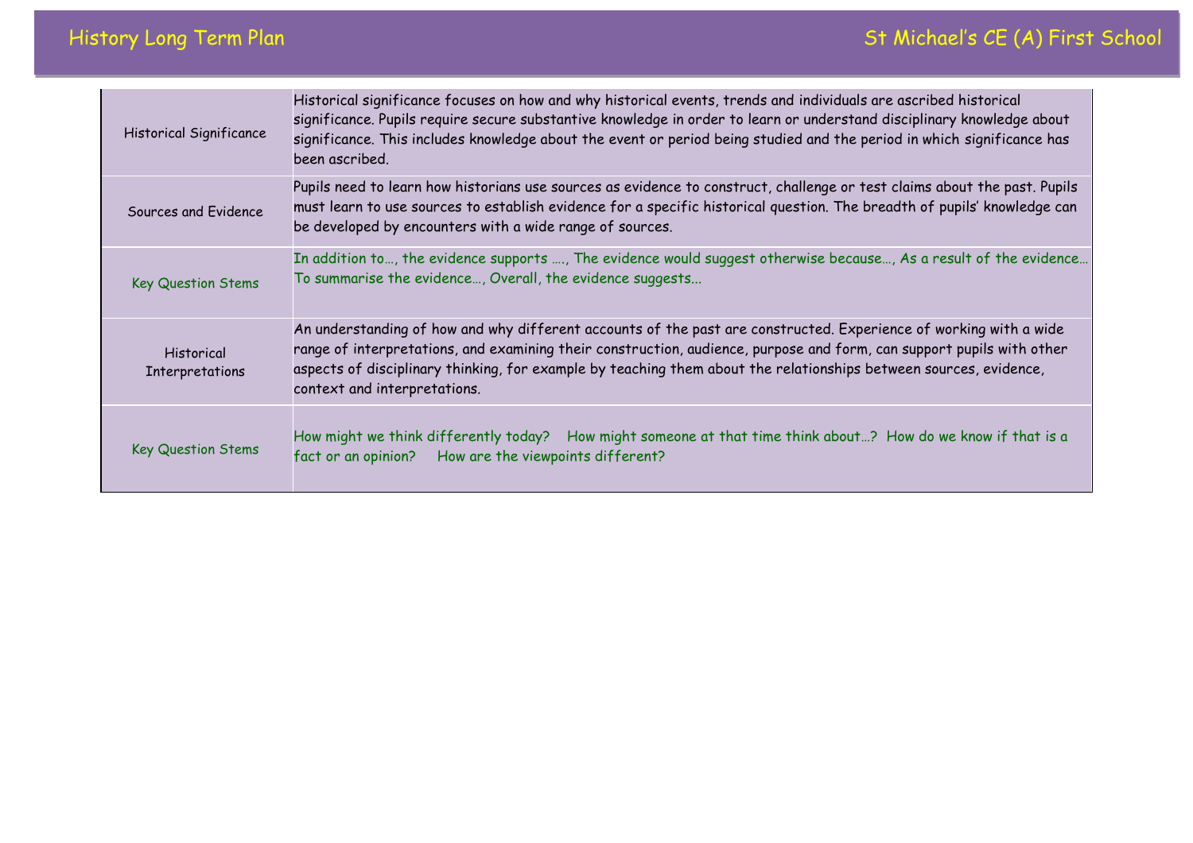| | |
|---|---|
| Historical Significance | Historical significance focuses on how and why historical events, trends and individuals are ascribed historical significance. Pupils require secure substantive knowledge in order to learn or understand disciplinary knowledge about significance. This includes knowledge about the event or period being studied and the period in which significance has been ascribed. |
| Sources and Evidence | Pupils need to learn how historians use sources as evidence to construct, challenge or test claims about the past. Pupils must learn to use sources to establish evidence for a specific historical question. The breadth of pupils' knowledge can be developed by encounters with a wide range of sources. |
| Key Question Stems | In addition to…, the evidence supports …., The evidence would suggest otherwise because…, As a result of the evidence… To summarise the evidence…, Overall, the evidence suggests… |
| Historical Interpretations | An understanding of how and why different accounts of the past are constructed. Experience of working with a wide range of interpretations, and examining their construction, audience, purpose and form, can support pupils with other aspects of disciplinary thinking, for example by teaching them about the relationships between sources, evidence, context and interpretations. |
| Key Question Stems | How might we think differently today? How might someone at that time think about…? How do we know if that is a fact or an opinion? How are the viewpoints different? |